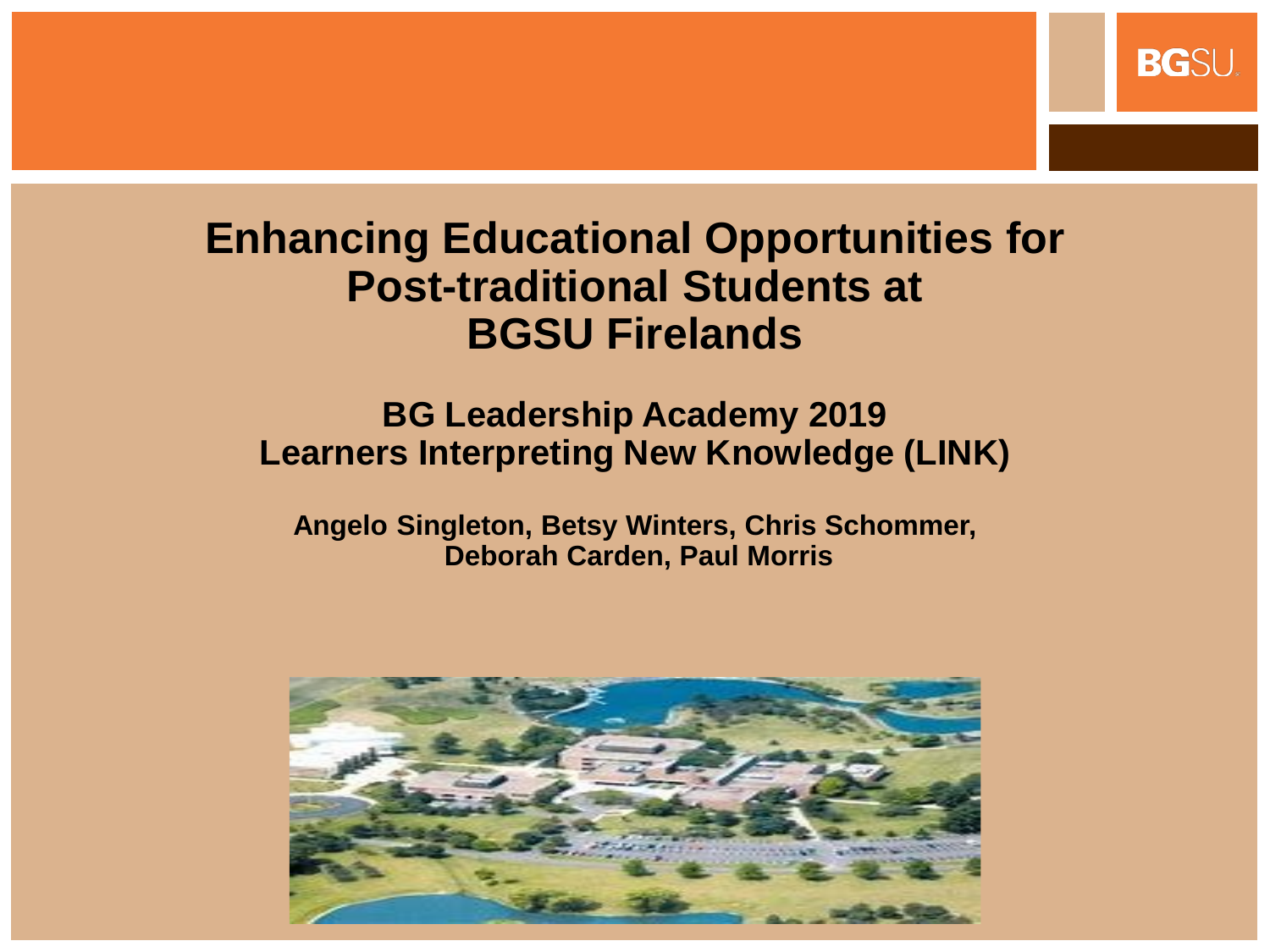# Enhancing Educational Opportunities for Post-traditional Students at BGSU Firelands

## BG Leadership Academy 2019
## Learners Interpreting New Knowledge (LINK)

**Angelo Singleton, Betsy Winters, Chris Schommer, Deborah Carden, Paul Morris**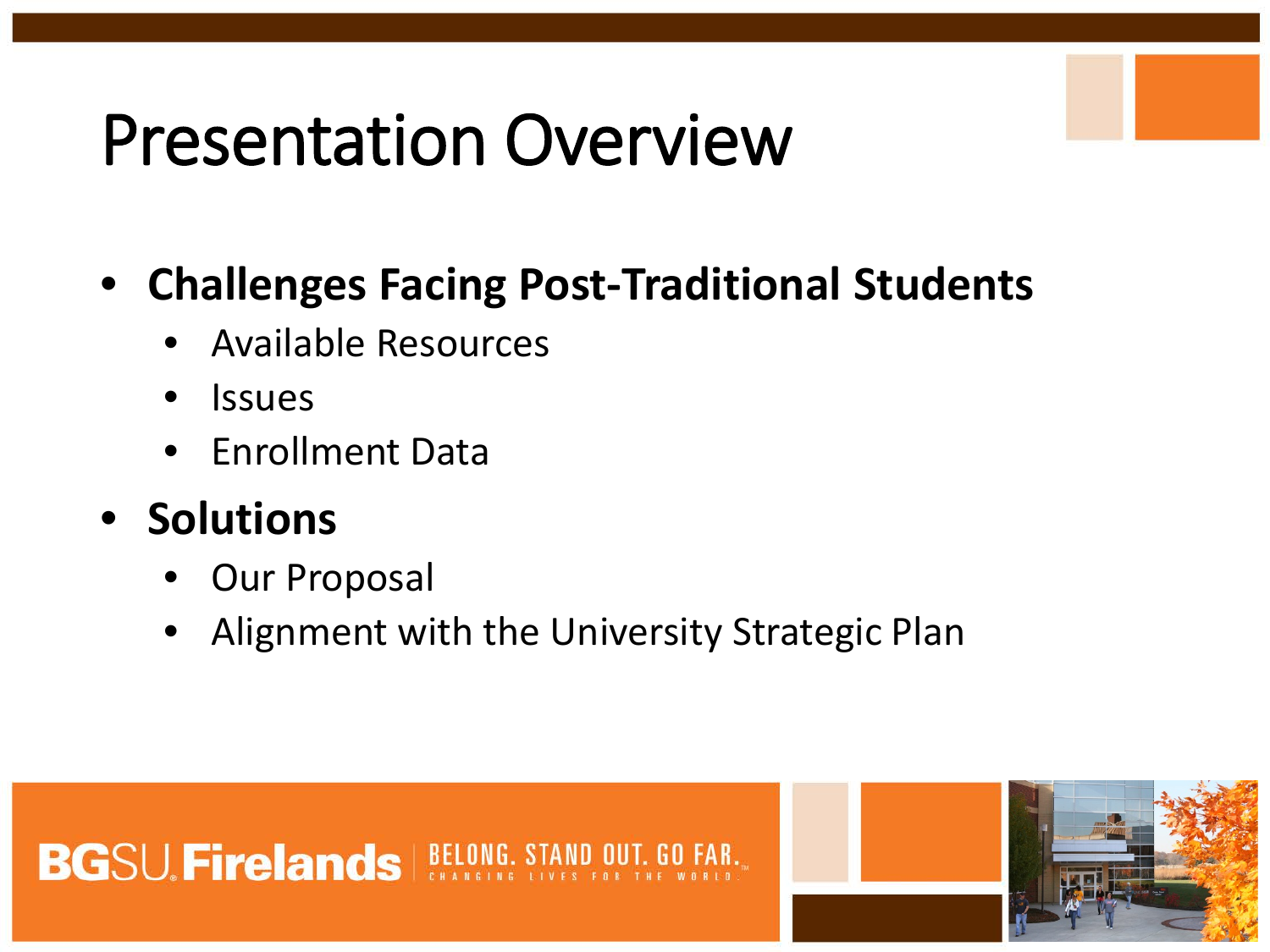# Presentation Overview

- **Challenges Facing Post-Traditional Students**
  - Available Resources
  - Issues
  - Enrollment Data
- **Solutions**
  - Our Proposal
  - Alignment with the University Strategic Plan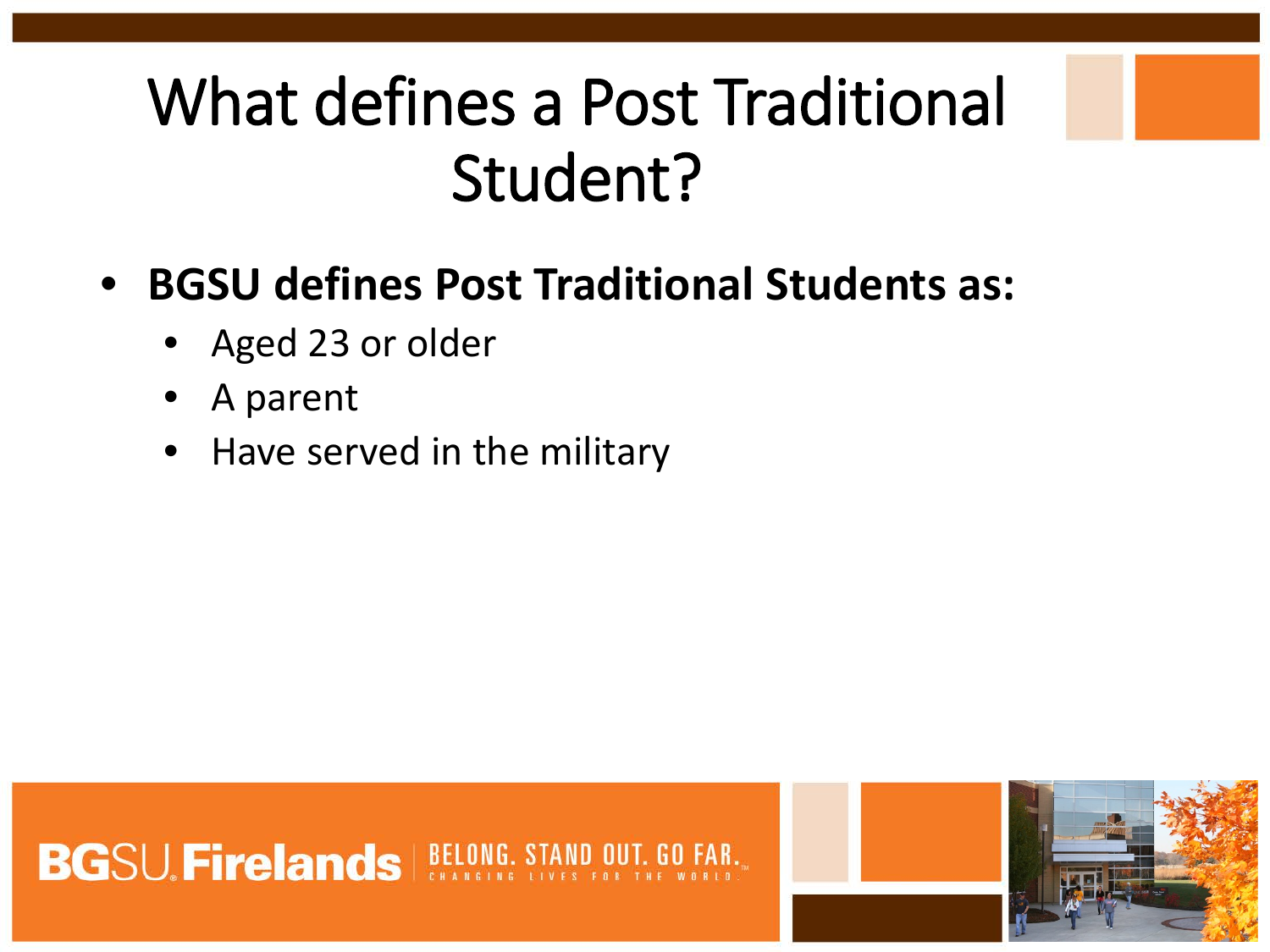# What defines a Post Traditional Student?

- **BGSU defines Post Traditional Students as:**
  - Aged 23 or older
  - A parent
  - Have served in the military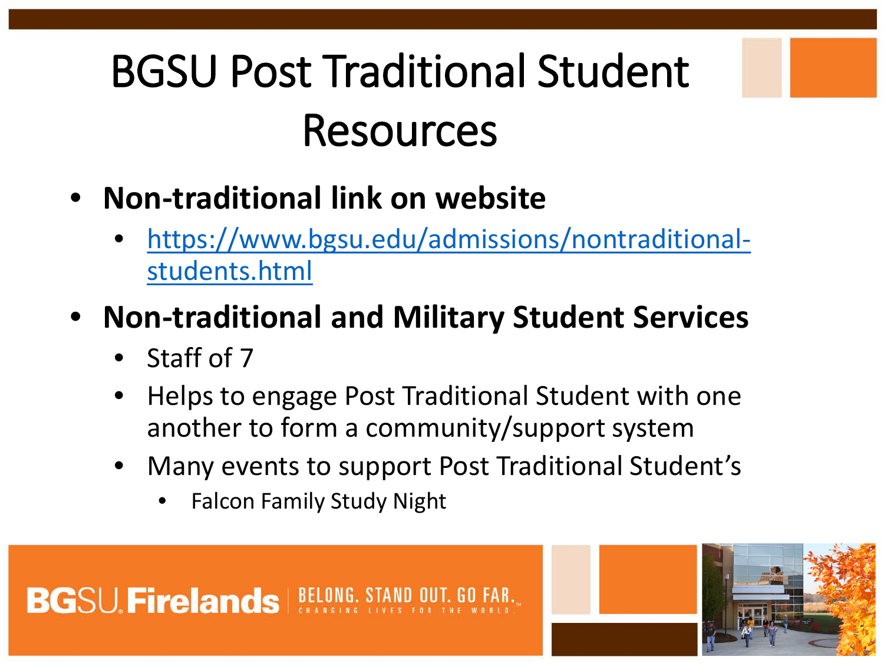# BGSU Post Traditional Student Resources

- **Non-traditional link on website**
  - https://www.bgsu.edu/admissions/nontraditional-students.html
- **Non-traditional and Military Student Services**
  - Staff of 7
  - Helps to engage Post Traditional Student with one another to form a community/support system
  - Many events to support Post Traditional Student's
    - Falcon Family Study Night

BGSU Firelands | BELONG. STAND OUT. GO FAR. CHANGING LIVES FOR THE WORLD.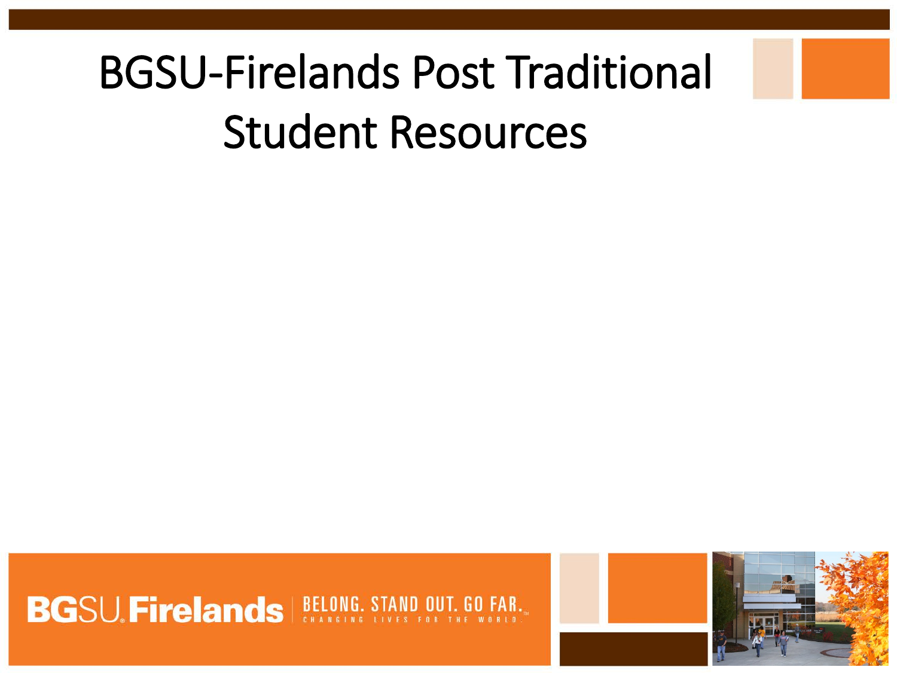# BGSU-Firelands Post Traditional Student Resources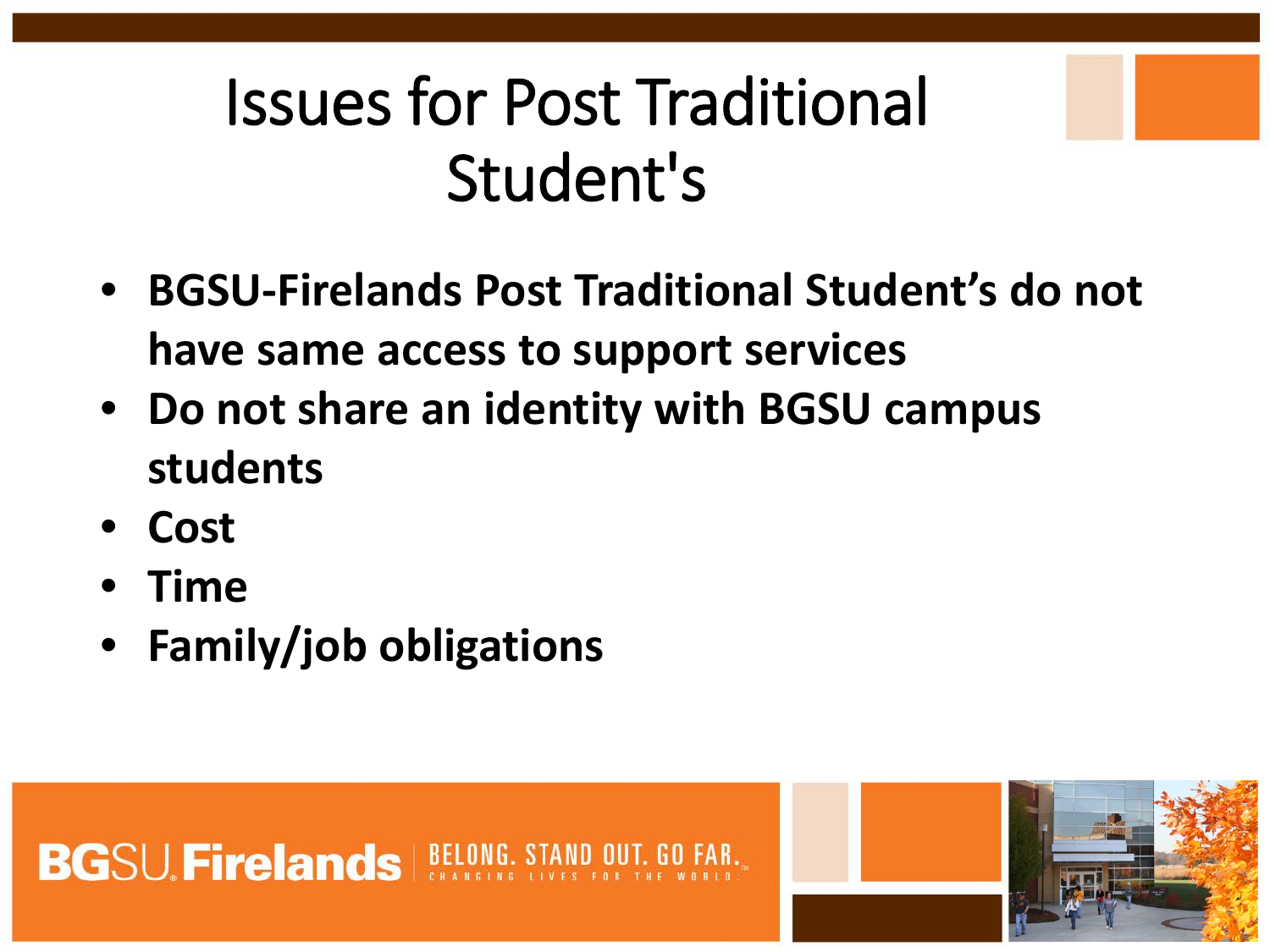# Issues for Post Traditional Student's

- **BGSU-Firelands Post Traditional Student's do not have same access to support services**
- **Do not share an identity with BGSU campus students**
- **Cost**
- **Time**
- **Family/job obligations**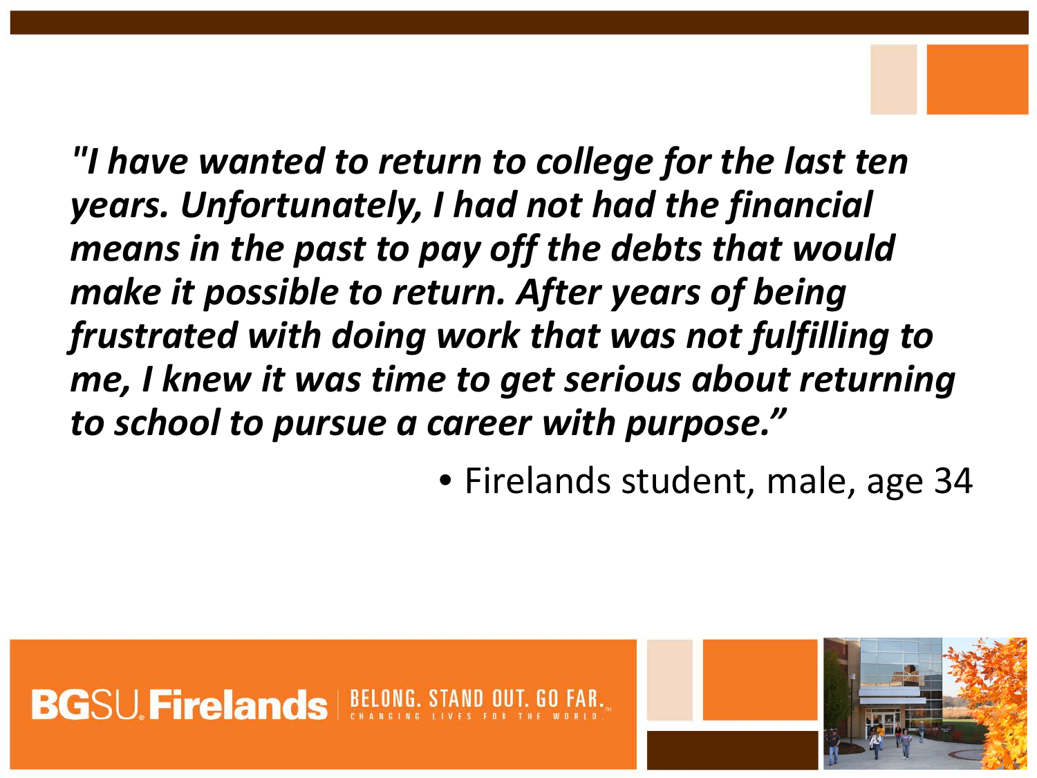*"I have wanted to return to college for the last ten years. Unfortunately, I had not had the financial means in the past to pay off the debts that would make it possible to return. After years of being frustrated with doing work that was not fulfilling to me, I knew it was time to get serious about returning to school to pursue a career with purpose."*

- Firelands student, male, age 34

BGSU Firelands | BELONG. STAND OUT. GO FAR. CHANGING LIVES FOR THE WORLD.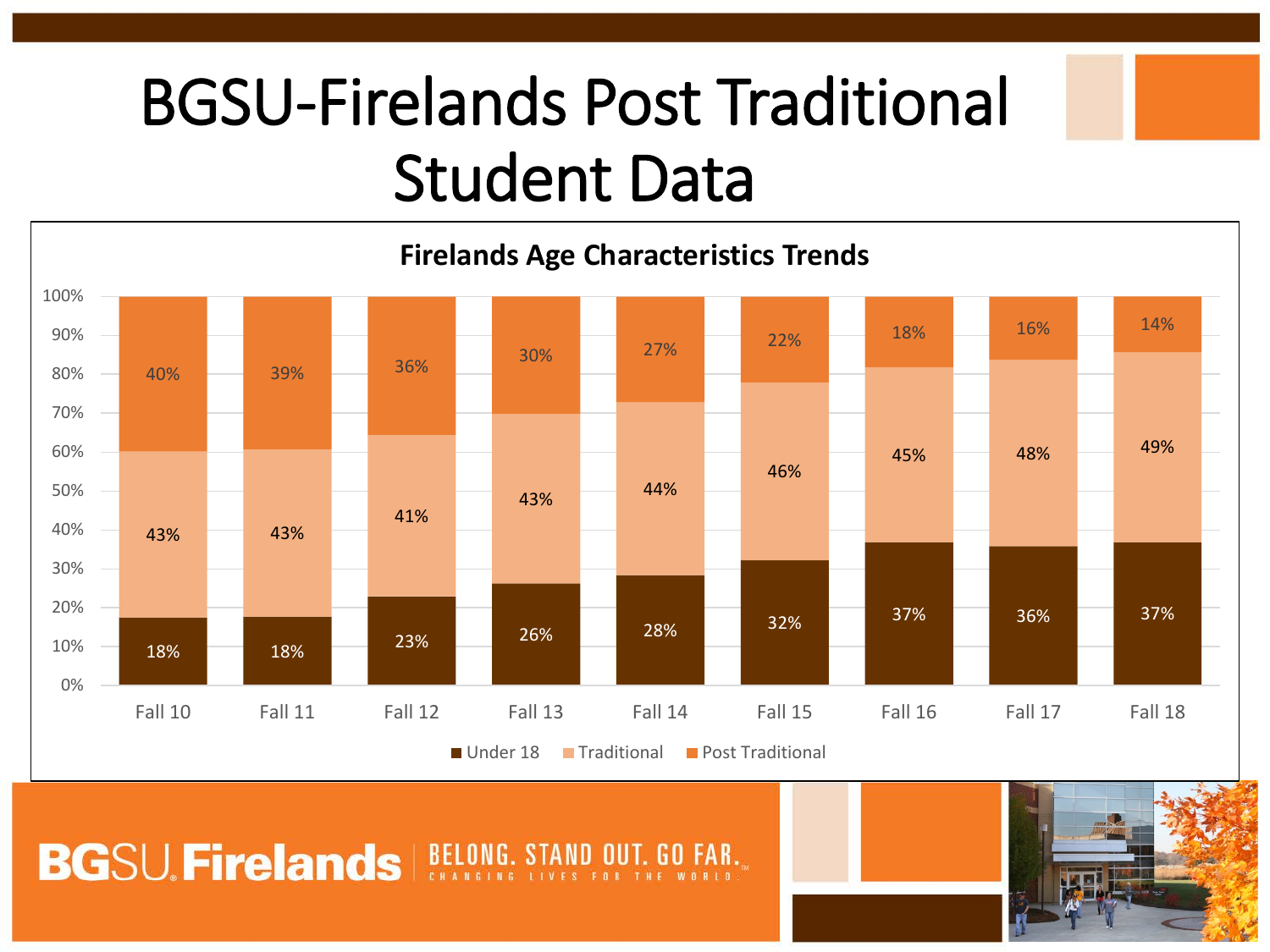# BGSU-Firelands Post Traditional Student Data

## Firelands Age Characteristics Trends

| | Fall 10 | Fall 11 | Fall 12 | Fall 13 | Fall 14 | Fall 15 | Fall 16 | Fall 17 | Fall 18 |
|---|---|---|---|---|---|---|---|---|---|
| Under 18 | 18% | 18% | 23% | 26% | 28% | 32% | 37% | 36% | 37% |
| Traditional | 43% | 43% | 41% | 43% | 44% | 46% | 45% | 48% | 49% |
| Post Traditional | 40% | 39% | 36% | 30% | 27% | 22% | 18% | 16% | 14% |

BGSU Firelands | BELONG. STAND OUT. GO FAR. CHANGING LIVES FOR THE WORLD.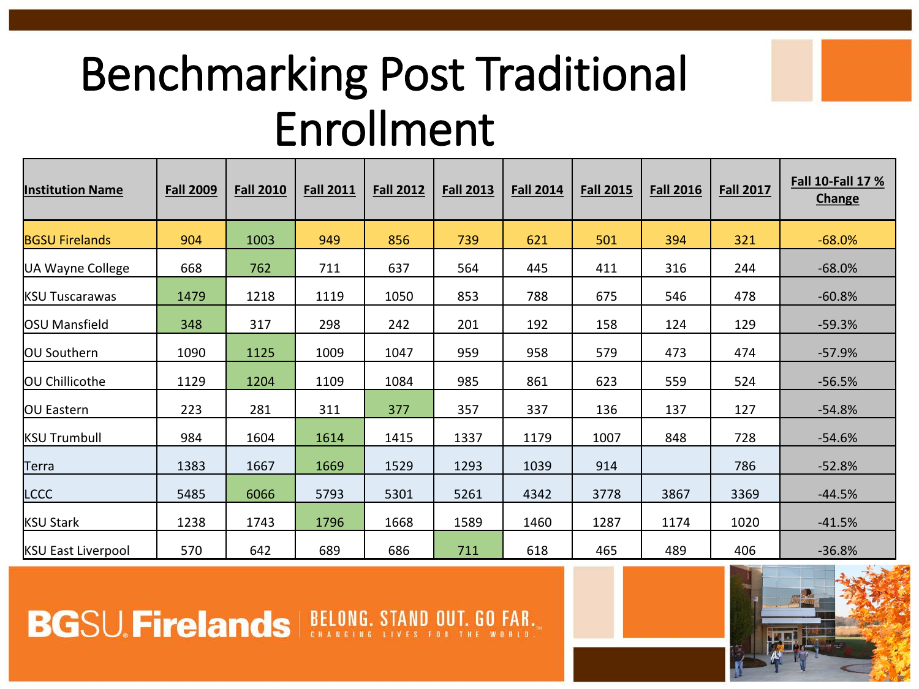# Benchmarking Post Traditional Enrollment

| Institution Name | Fall 2009 | Fall 2010 | Fall 2011 | Fall 2012 | Fall 2013 | Fall 2014 | Fall 2015 | Fall 2016 | Fall 2017 | Fall 10-Fall 17 % Change |
|---|---|---|---|---|---|---|---|---|---|---|
| BGSU Firelands | 904 | 1003 | 949 | 856 | 739 | 621 | 501 | 394 | 321 | -68.0% |
| UA Wayne College | 668 | 762 | 711 | 637 | 564 | 445 | 411 | 316 | 244 | -68.0% |
| KSU Tuscarawas | 1479 | 1218 | 1119 | 1050 | 853 | 788 | 675 | 546 | 478 | -60.8% |
| OSU Mansfield | 348 | 317 | 298 | 242 | 201 | 192 | 158 | 124 | 129 | -59.3% |
| OU Southern | 1090 | 1125 | 1009 | 1047 | 959 | 958 | 579 | 473 | 474 | -57.9% |
| OU Chillicothe | 1129 | 1204 | 1109 | 1084 | 985 | 861 | 623 | 559 | 524 | -56.5% |
| OU Eastern | 223 | 281 | 311 | 377 | 357 | 337 | 136 | 137 | 127 | -54.8% |
| KSU Trumbull | 984 | 1604 | 1614 | 1415 | 1337 | 1179 | 1007 | 848 | 728 | -54.6% |
| Terra | 1383 | 1667 | 1669 | 1529 | 1293 | 1039 | 914 | | 786 | -52.8% |
| LCCC | 5485 | 6066 | 5793 | 5301 | 5261 | 4342 | 3778 | 3867 | 3369 | -44.5% |
| KSU Stark | 1238 | 1743 | 1796 | 1668 | 1589 | 1460 | 1287 | 1174 | 1020 | -41.5% |
| KSU East Liverpool | 570 | 642 | 689 | 686 | 711 | 618 | 465 | 489 | 406 | -36.8% |

BGSU Firelands | BELONG. STAND OUT. GO FAR. CHANGING LIVES FOR THE WORLD.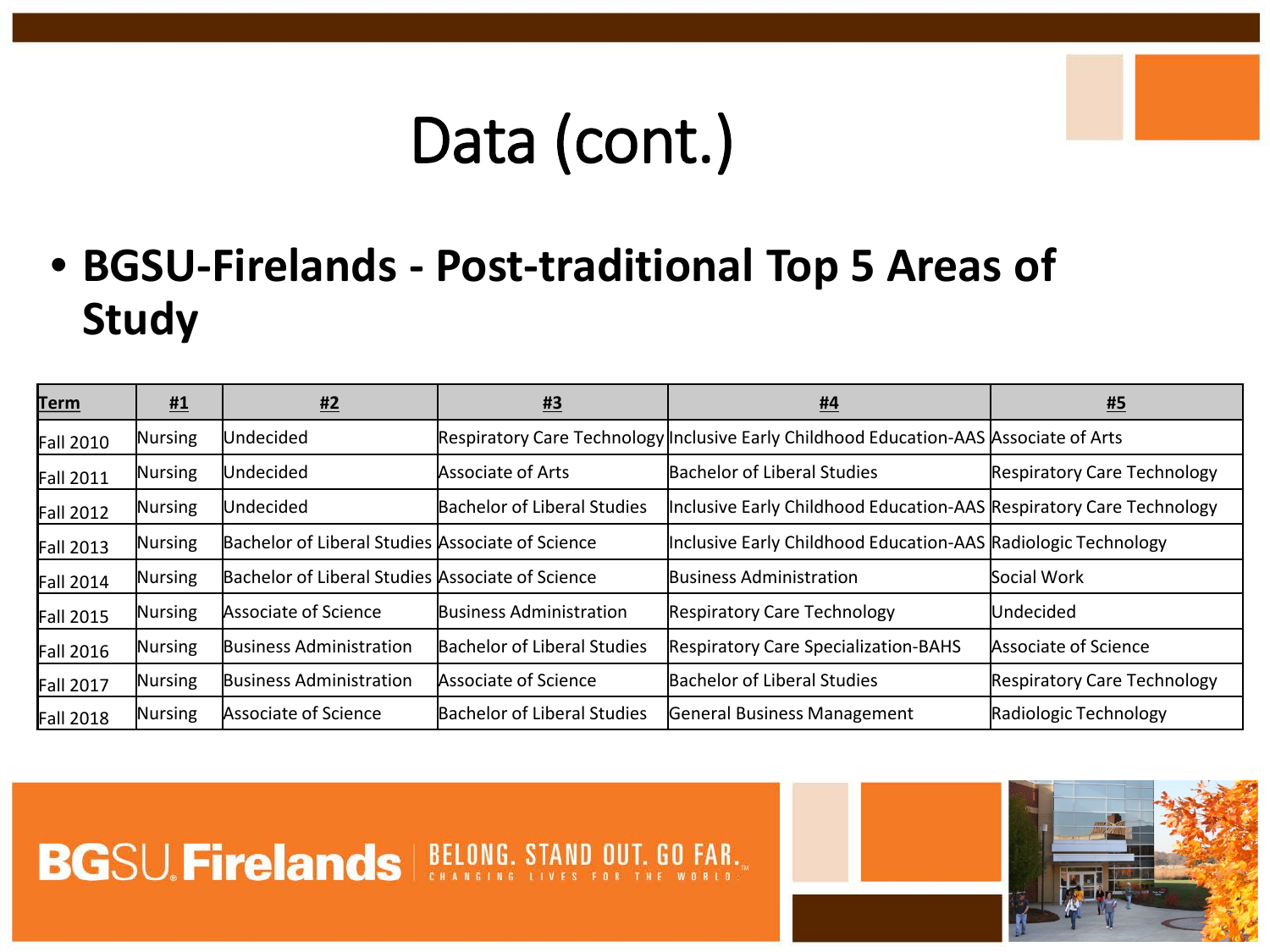# Data (cont.)

- **BGSU-Firelands - Post-traditional Top 5 Areas of Study**

| Term | #1 | #2 | #3 | #4 | #5 |
|---|---|---|---|---|---|
| Fall 2010 | Nursing | Undecided | Respiratory Care Technology | Inclusive Early Childhood Education-AAS | Associate of Arts |
| Fall 2011 | Nursing | Undecided | Associate of Arts | Bachelor of Liberal Studies | Respiratory Care Technology |
| Fall 2012 | Nursing | Undecided | Bachelor of Liberal Studies | Inclusive Early Childhood Education-AAS | Respiratory Care Technology |
| Fall 2013 | Nursing | Bachelor of Liberal Studies | Associate of Science | Inclusive Early Childhood Education-AAS | Radiologic Technology |
| Fall 2014 | Nursing | Bachelor of Liberal Studies | Associate of Science | Business Administration | Social Work |
| Fall 2015 | Nursing | Associate of Science | Business Administration | Respiratory Care Technology | Undecided |
| Fall 2016 | Nursing | Business Administration | Bachelor of Liberal Studies | Respiratory Care Specialization-BAHS | Associate of Science |
| Fall 2017 | Nursing | Business Administration | Associate of Science | Bachelor of Liberal Studies | Respiratory Care Technology |
| Fall 2018 | Nursing | Associate of Science | Bachelor of Liberal Studies | General Business Management | Radiologic Technology |

BGSU Firelands | BELONG. STAND OUT. GO FAR. CHANGING LIVES FOR THE WORLD.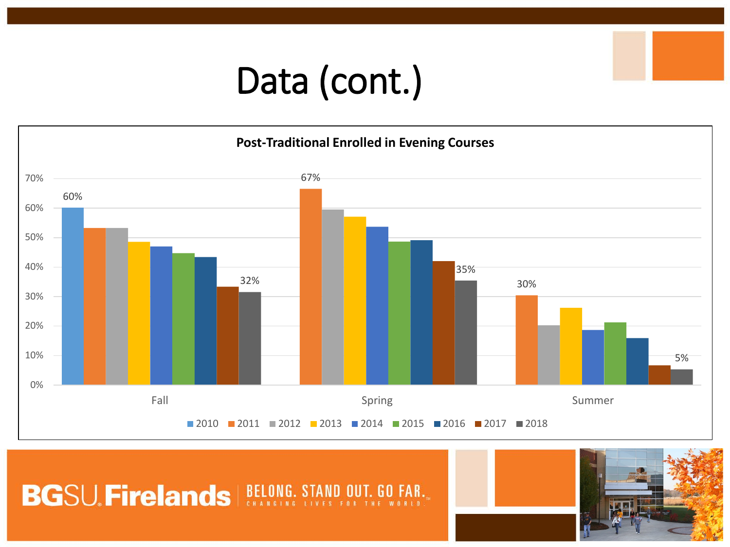# Data (cont.)

**Post-Traditional Enrolled in Evening Courses**

| | 2010 | 2011 | 2012 | 2013 | 2014 | 2015 | 2016 | 2017 | 2018 |
|---|---|---|---|---|---|---|---|---|---|
| Fall | 60% | | | | | | | | 32% |
| Spring | | 67% | | | | | | | 35% |
| Summer | | 30% | | | | | | | 5% |

BGSU Firelands — BELONG. STAND OUT. GO FAR. CHANGING LIVES FOR THE WORLD.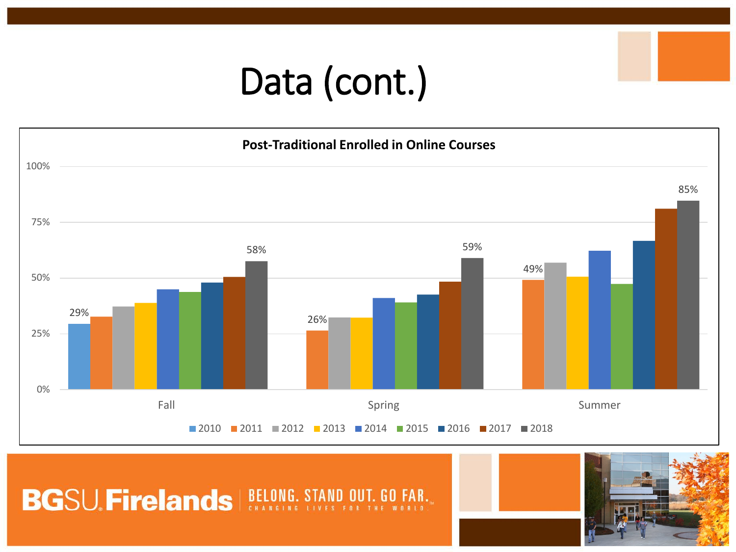# Data (cont.)

**Post-Traditional Enrolled in Online Courses**

100%

75%

50%

25%

0%

Fall: 29%, 58%

Spring: 26%, 59%

Summer: 49%, 85%

2010 2011 2012 2013 2014 2015 2016 2017 2018

BGSU Firelands | BELONG. STAND OUT. GO FAR. CHANGING LIVES FOR THE WORLD.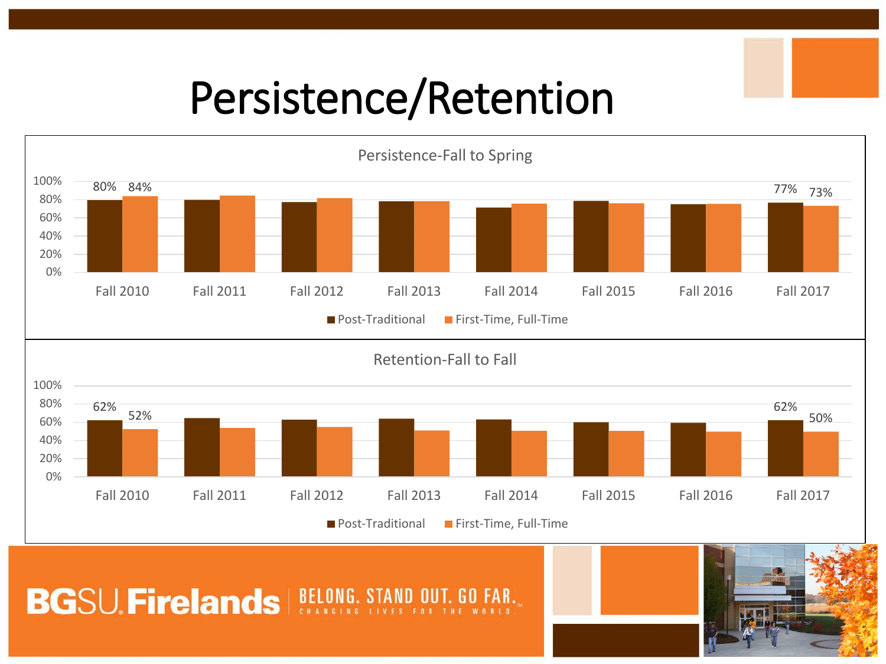# Persistence/Retention

## Persistence-Fall to Spring

| | Post-Traditional | First-Time, Full-Time |
|---|---|---|
| Fall 2010 | 80% | 84% |
| Fall 2011 | | |
| Fall 2012 | | |
| Fall 2013 | | |
| Fall 2014 | | |
| Fall 2015 | | |
| Fall 2016 | | |
| Fall 2017 | 77% | 73% |

## Retention-Fall to Fall

| | Post-Traditional | First-Time, Full-Time |
|---|---|---|
| Fall 2010 | 62% | 52% |
| Fall 2011 | | |
| Fall 2012 | | |
| Fall 2013 | | |
| Fall 2014 | | |
| Fall 2015 | | |
| Fall 2016 | | |
| Fall 2017 | 62% | 50% |

BGSU Firelands | BELONG. STAND OUT. GO FAR. CHANGING LIVES FOR THE WORLD.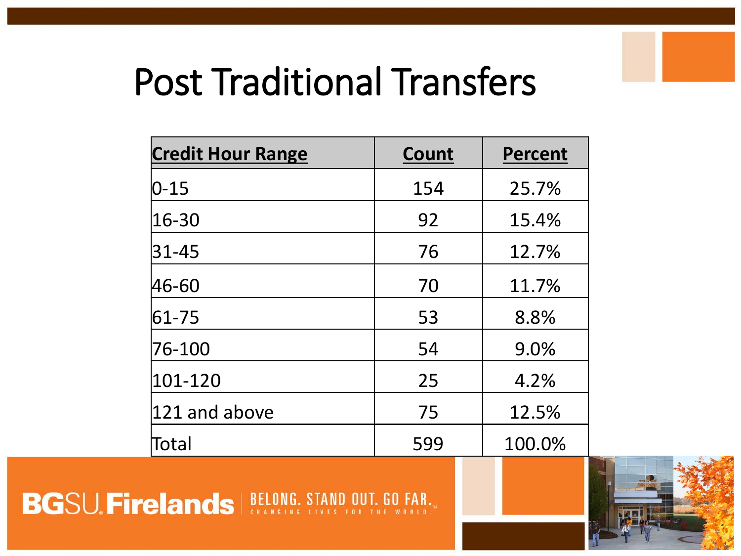# Post Traditional Transfers

| Credit Hour Range | Count | Percent |
|---|---|---|
| 0-15 | 154 | 25.7% |
| 16-30 | 92 | 15.4% |
| 31-45 | 76 | 12.7% |
| 46-60 | 70 | 11.7% |
| 61-75 | 53 | 8.8% |
| 76-100 | 54 | 9.0% |
| 101-120 | 25 | 4.2% |
| 121 and above | 75 | 12.5% |
| Total | 599 | 100.0% |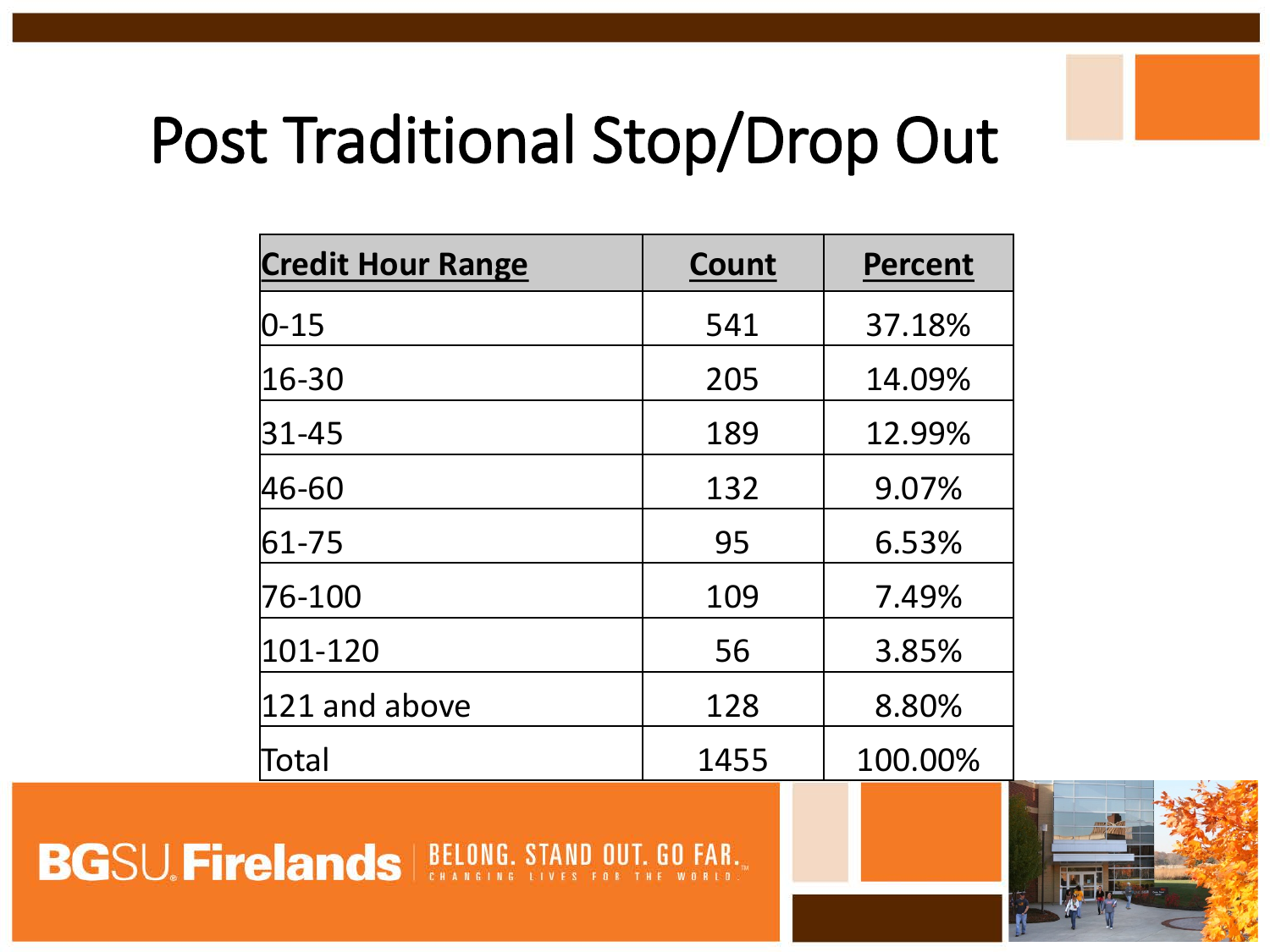# Post Traditional Stop/Drop Out

| Credit Hour Range | Count | Percent |
|---|---|---|
| 0-15 | 541 | 37.18% |
| 16-30 | 205 | 14.09% |
| 31-45 | 189 | 12.99% |
| 46-60 | 132 | 9.07% |
| 61-75 | 95 | 6.53% |
| 76-100 | 109 | 7.49% |
| 101-120 | 56 | 3.85% |
| 121 and above | 128 | 8.80% |
| Total | 1455 | 100.00% |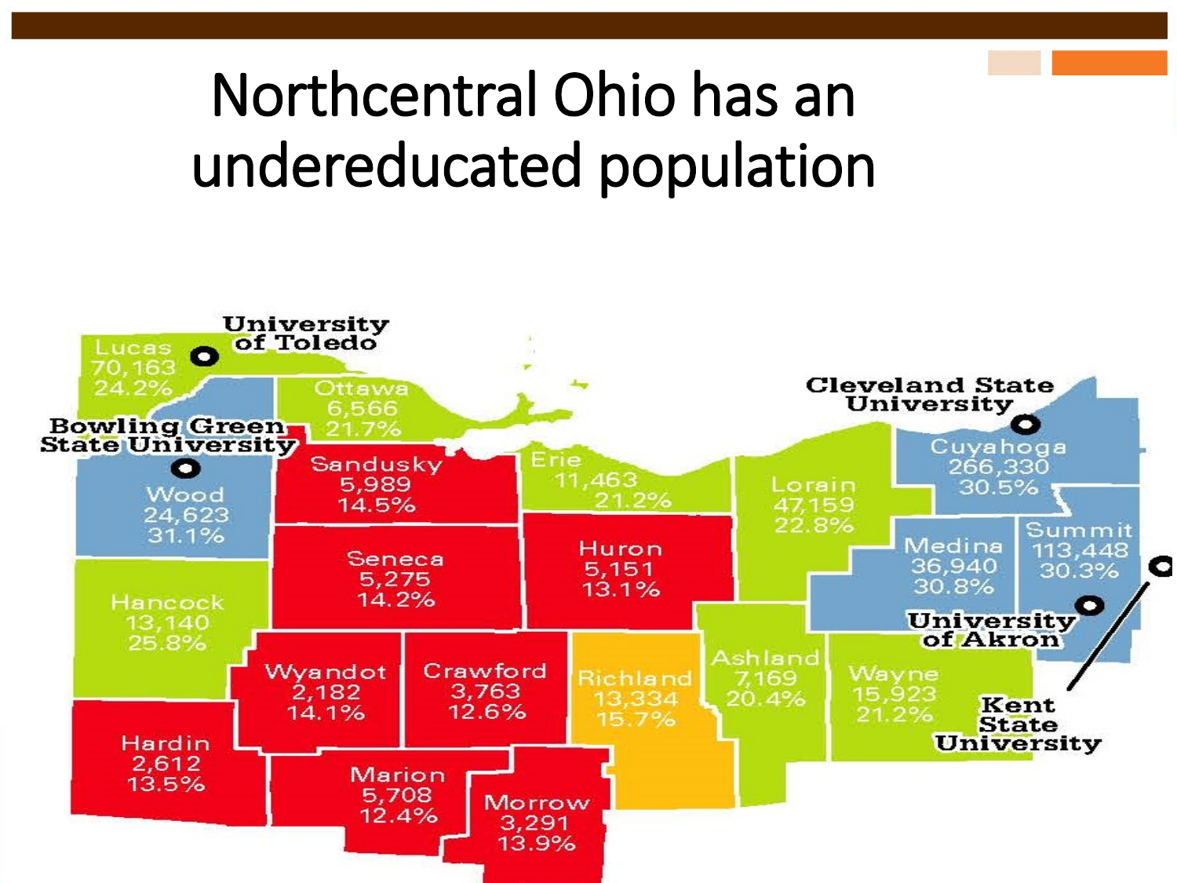# Northcentral Ohio has an undereducated population

University of Toledo

Lucas
70,163
24.2%

Ottawa
6,566
21.7%

Bowling Green State University

Wood
24,623
31.1%

Sandusky
5,989
14.5%

Erie
11,463
21.2%

Cleveland State University

Cuyahoga
266,330
30.5%

Lorain
47,159
22.8%

Summit
113,448
30.3%

Medina
36,940
30.8%

Seneca
5,275
14.2%

Huron
5,151
13.1%

Hancock
13,140
25.8%

University of Akron

Wyandot
2,182
14.1%

Crawford
3,763
12.6%

Richland
13,334
15.7%

Ashland
7,169
20.4%

Wayne
15,923
21.2%

Kent State University

Hardin
2,612
13.5%

Marion
5,708
12.4%

Morrow
3,291
13.9%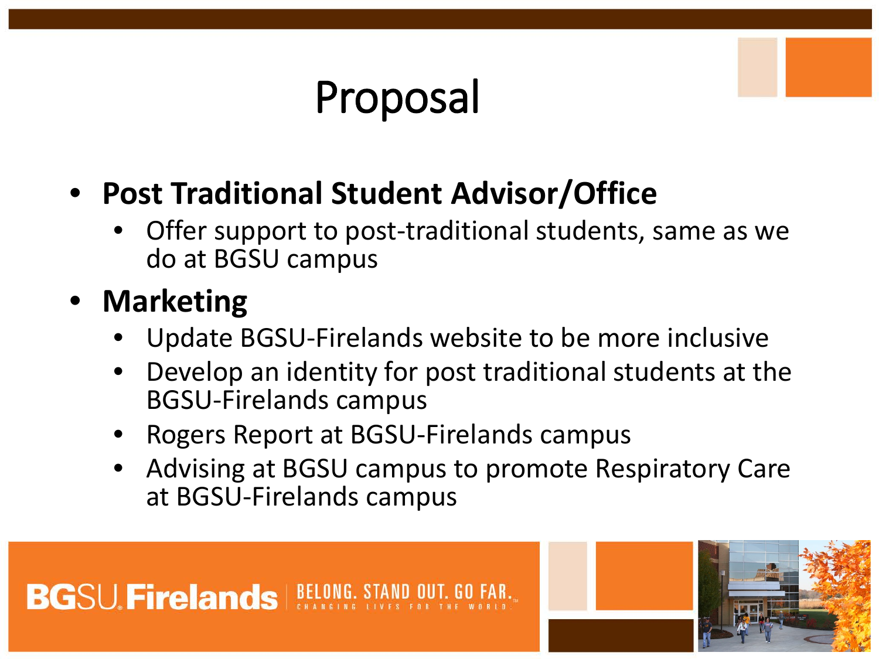# Proposal

- **Post Traditional Student Advisor/Office**
  - Offer support to post-traditional students, same as we do at BGSU campus
- **Marketing**
  - Update BGSU-Firelands website to be more inclusive
  - Develop an identity for post traditional students at the BGSU-Firelands campus
  - Rogers Report at BGSU-Firelands campus
  - Advising at BGSU campus to promote Respiratory Care at BGSU-Firelands campus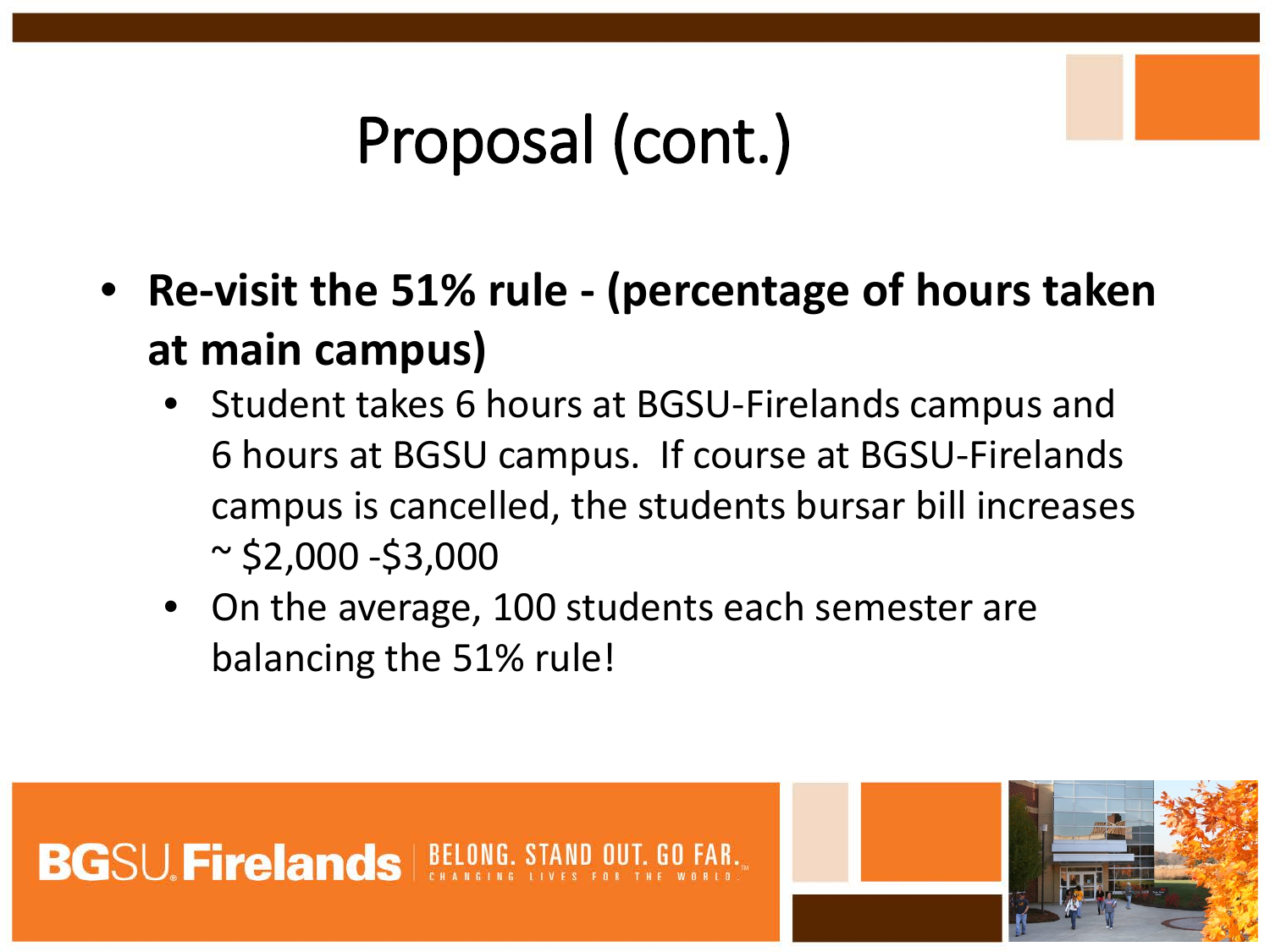# Proposal (cont.)

- **Re-visit the 51% rule - (percentage of hours taken at main campus)**
  - Student takes 6 hours at BGSU-Firelands campus and 6 hours at BGSU campus. If course at BGSU-Firelands campus is cancelled, the students bursar bill increases ~ $2,000 -$3,000
  - On the average, 100 students each semester are balancing the 51% rule!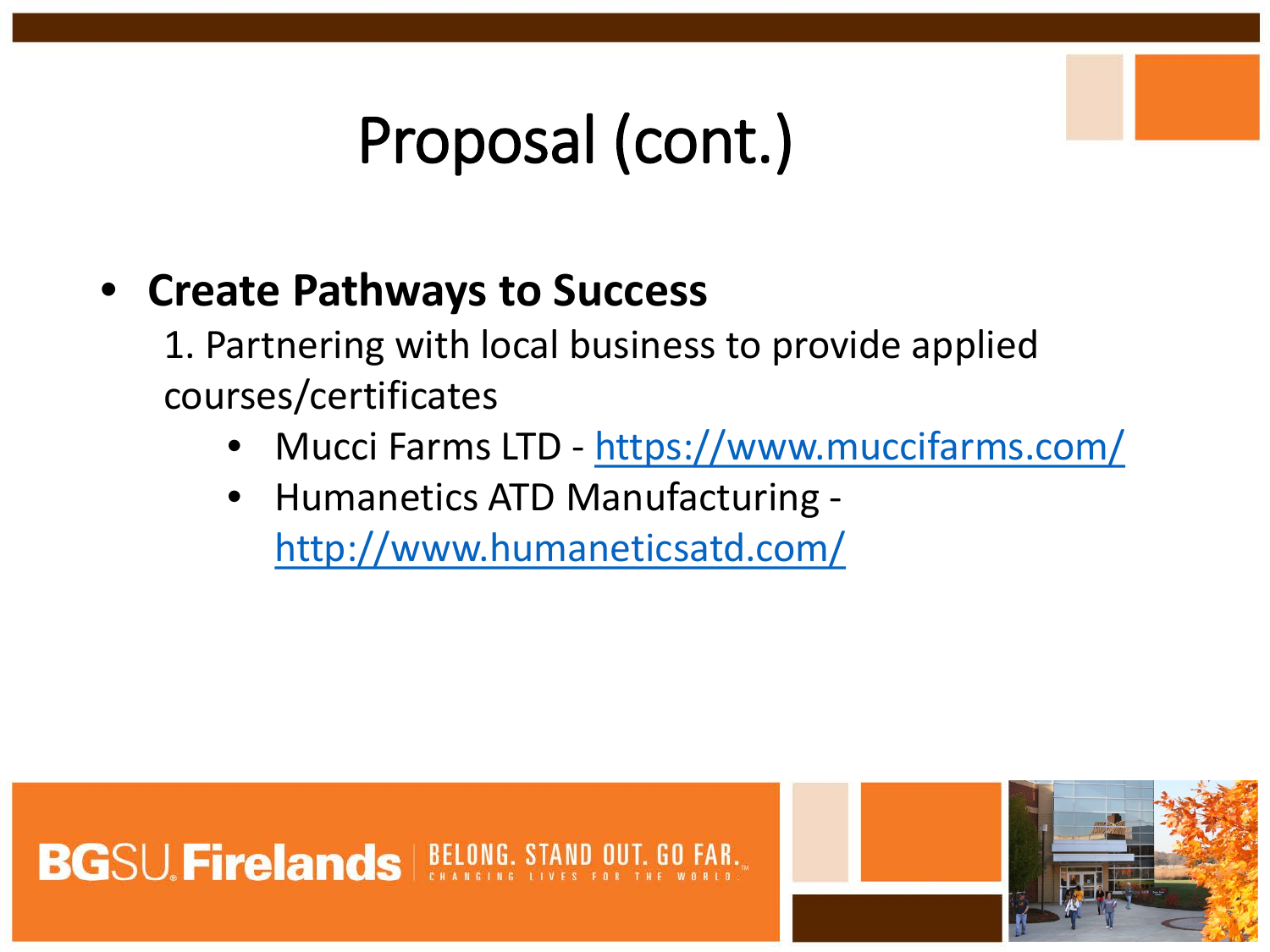# Proposal (cont.)

- **Create Pathways to Success**

  1. Partnering with local business to provide applied courses/certificates
     - Mucci Farms LTD - https://www.muccifarms.com/
     - Humanetics ATD Manufacturing - http://www.humaneticsatd.com/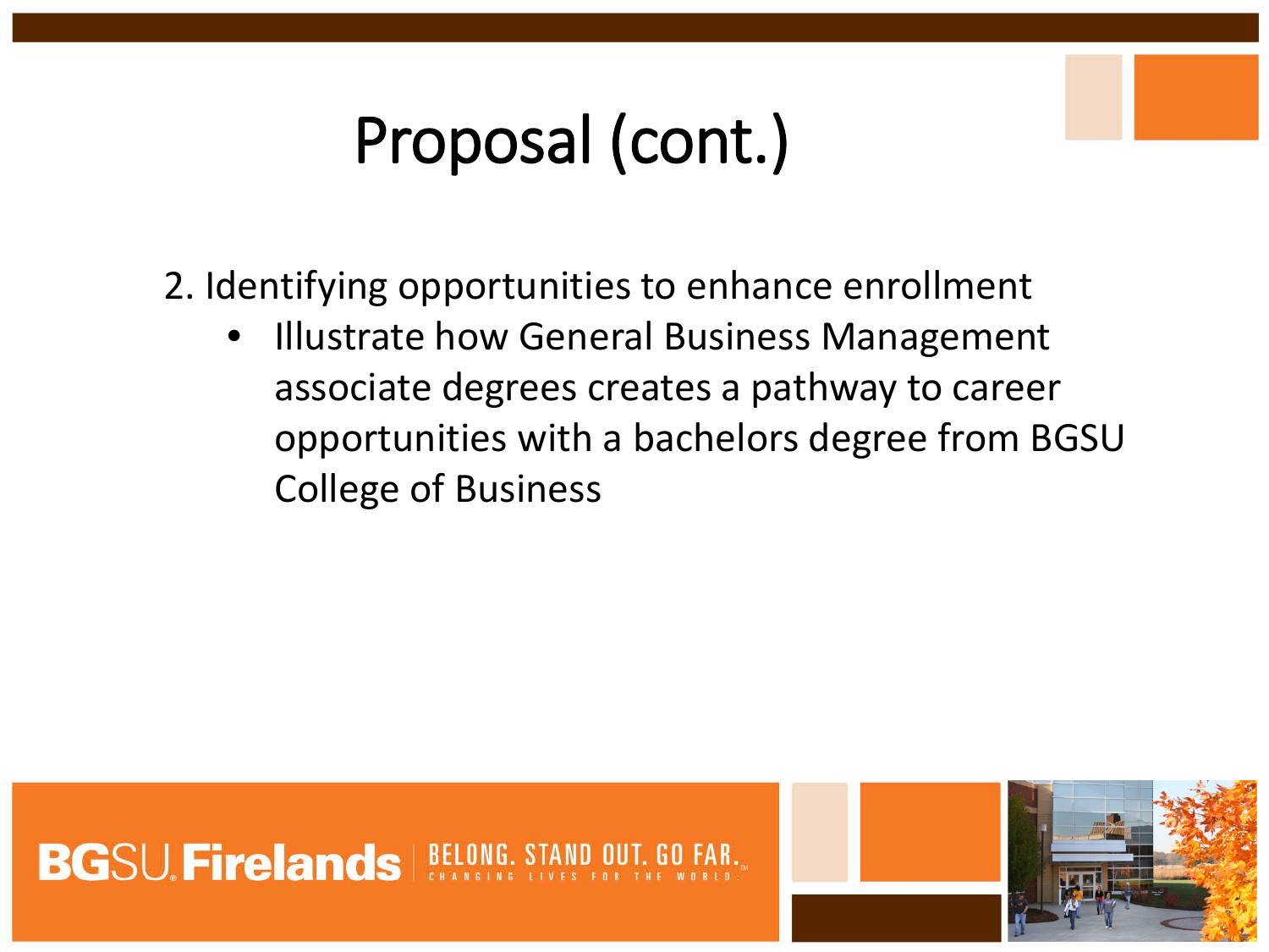# Proposal (cont.)

2. Identifying opportunities to enhance enrollment
   - Illustrate how General Business Management associate degrees creates a pathway to career opportunities with a bachelors degree from BGSU College of Business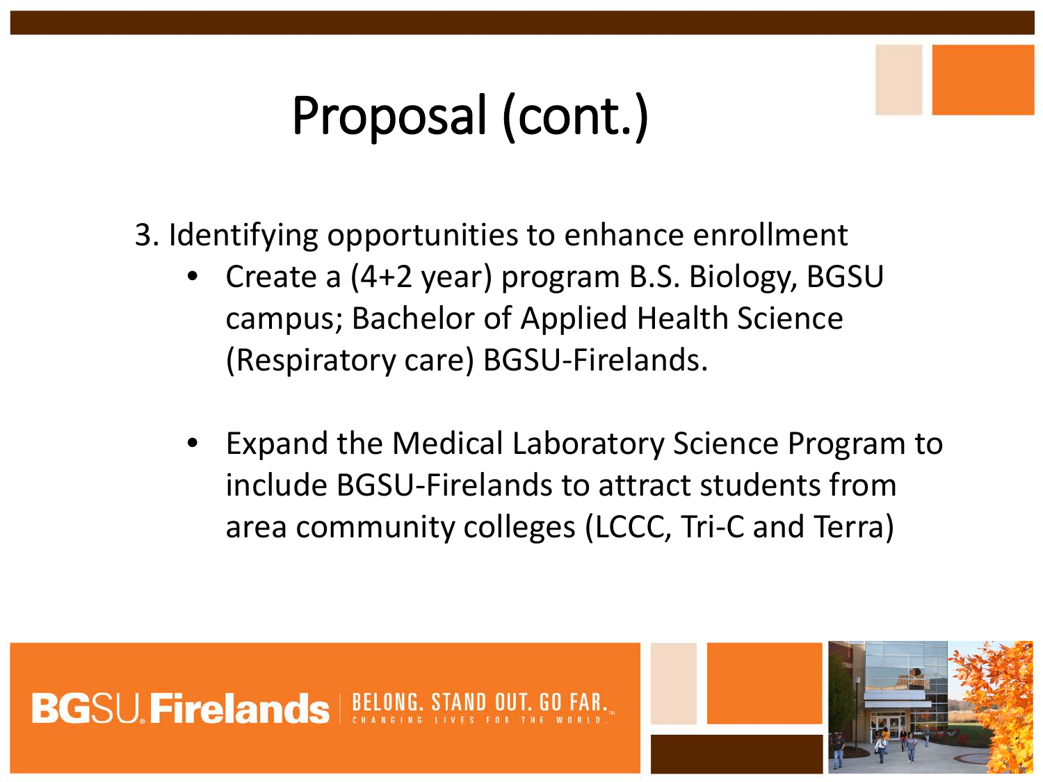# Proposal (cont.)

3. Identifying opportunities to enhance enrollment
   - Create a (4+2 year) program B.S. Biology, BGSU campus; Bachelor of Applied Health Science (Respiratory care) BGSU-Firelands.
   - Expand the Medical Laboratory Science Program to include BGSU-Firelands to attract students from area community colleges (LCCC, Tri-C and Terra)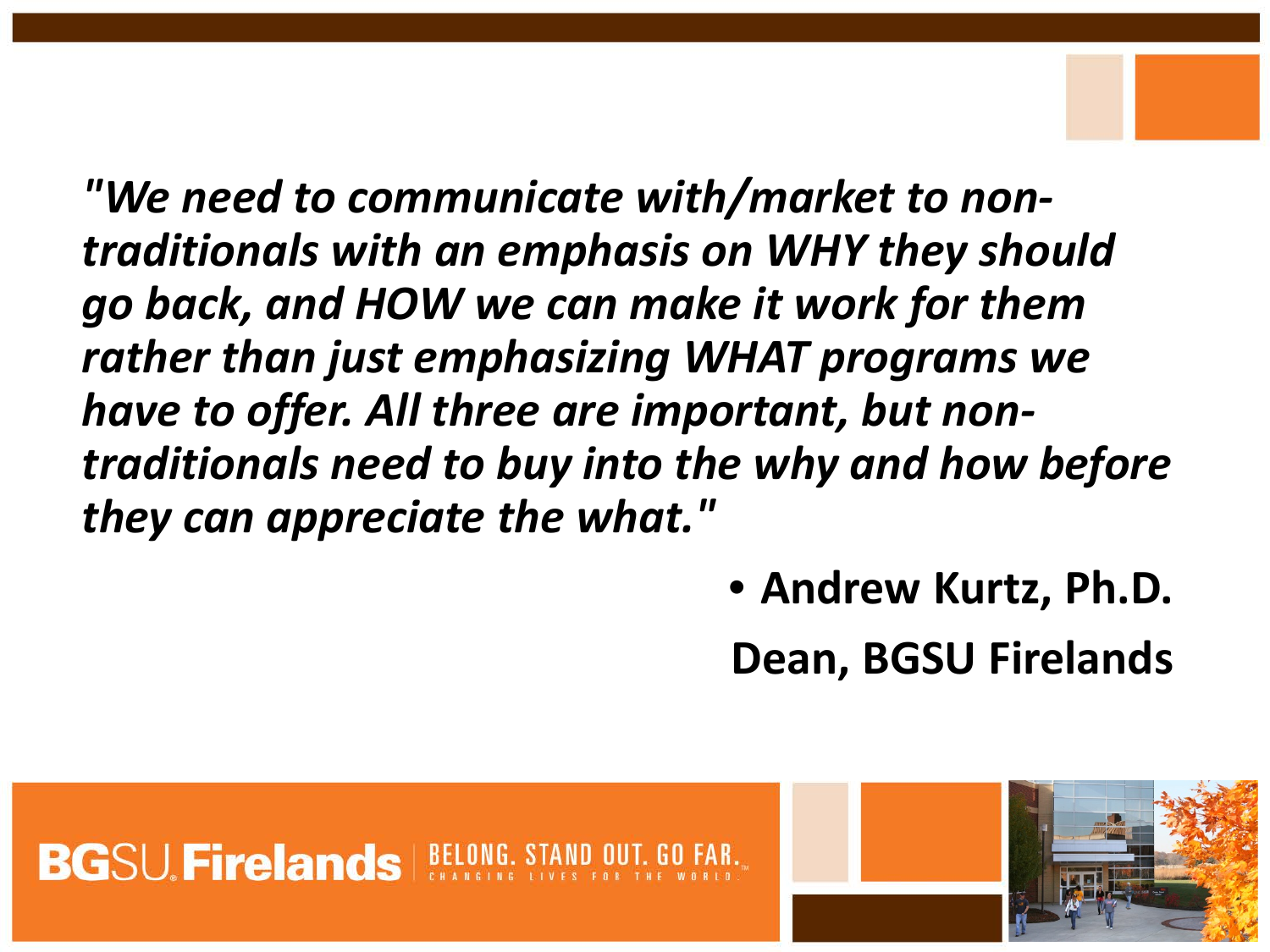*"We need to communicate with/market to non-traditionals with an emphasis on WHY they should go back, and HOW we can make it work for them rather than just emphasizing WHAT programs we have to offer. All three are important, but non-traditionals need to buy into the why and how before they can appreciate the what."*

- **Andrew Kurtz, Ph.D.**

**Dean, BGSU Firelands**

BGSU Firelands | BELONG. STAND OUT. GO FAR. CHANGING LIVES FOR THE WORLD.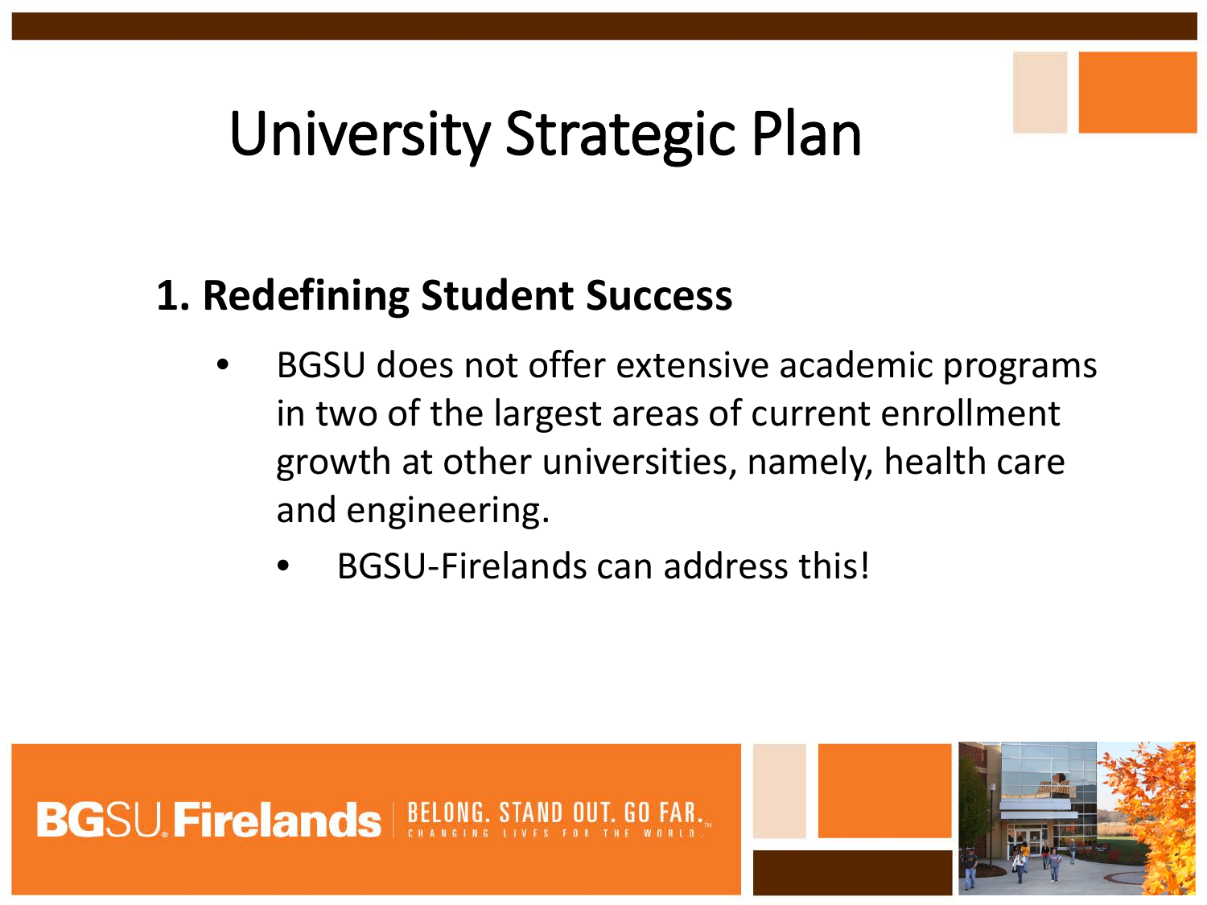# University Strategic Plan

## 1. Redefining Student Success

- BGSU does not offer extensive academic programs in two of the largest areas of current enrollment growth at other universities, namely, health care and engineering.
  - BGSU-Firelands can address this!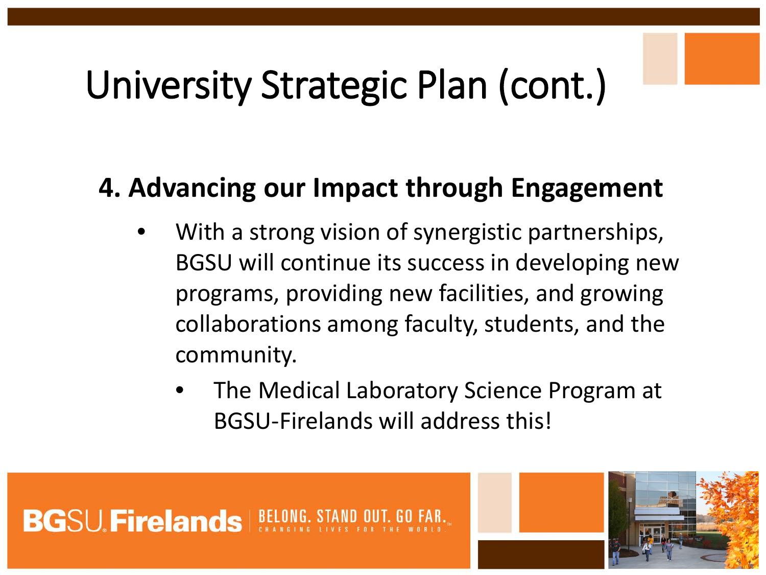# University Strategic Plan (cont.)

## 4. Advancing our Impact through Engagement

- With a strong vision of synergistic partnerships, BGSU will continue its success in developing new programs, providing new facilities, and growing collaborations among faculty, students, and the community.
  - The Medical Laboratory Science Program at BGSU-Firelands will address this!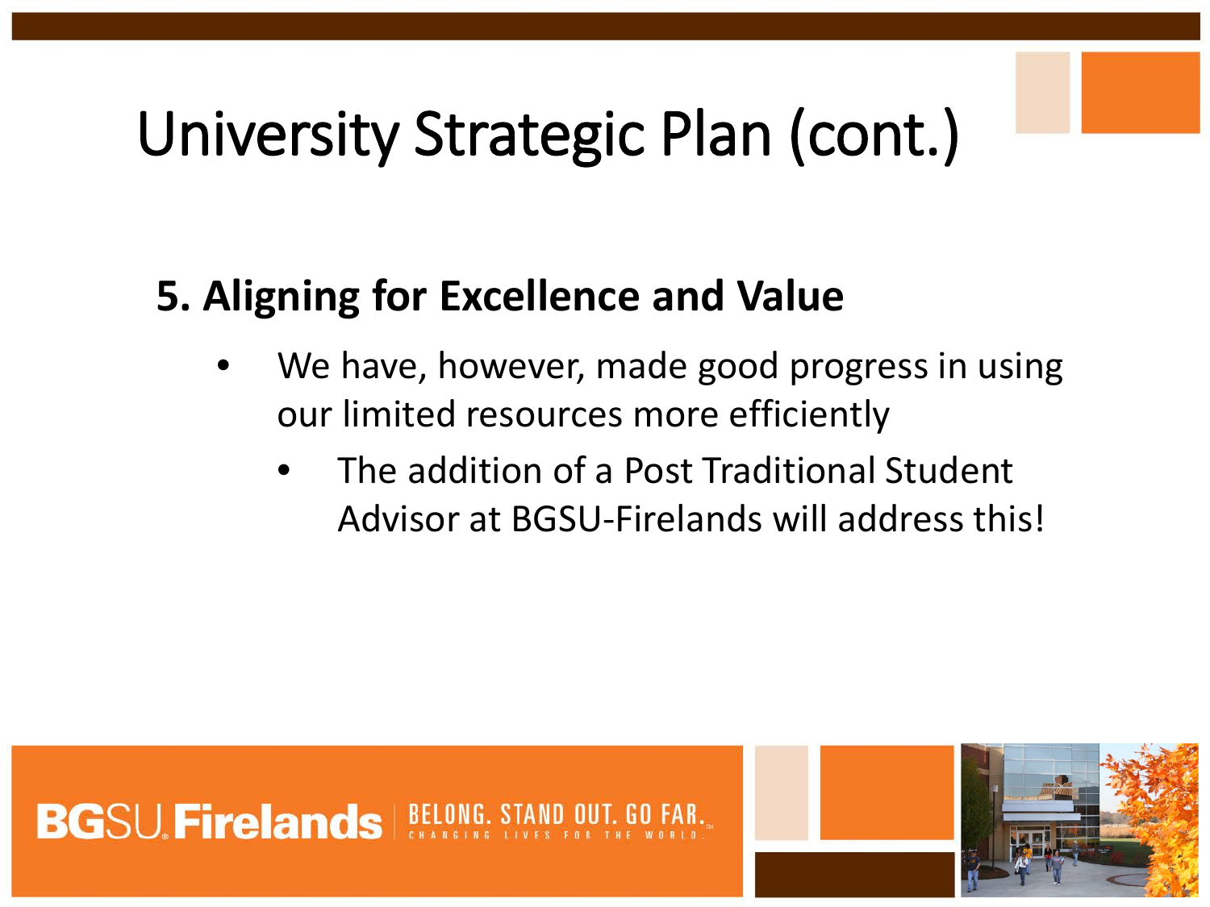# University Strategic Plan (cont.)

## 5. Aligning for Excellence and Value

- We have, however, made good progress in using our limited resources more efficiently
  - The addition of a Post Traditional Student Advisor at BGSU-Firelands will address this!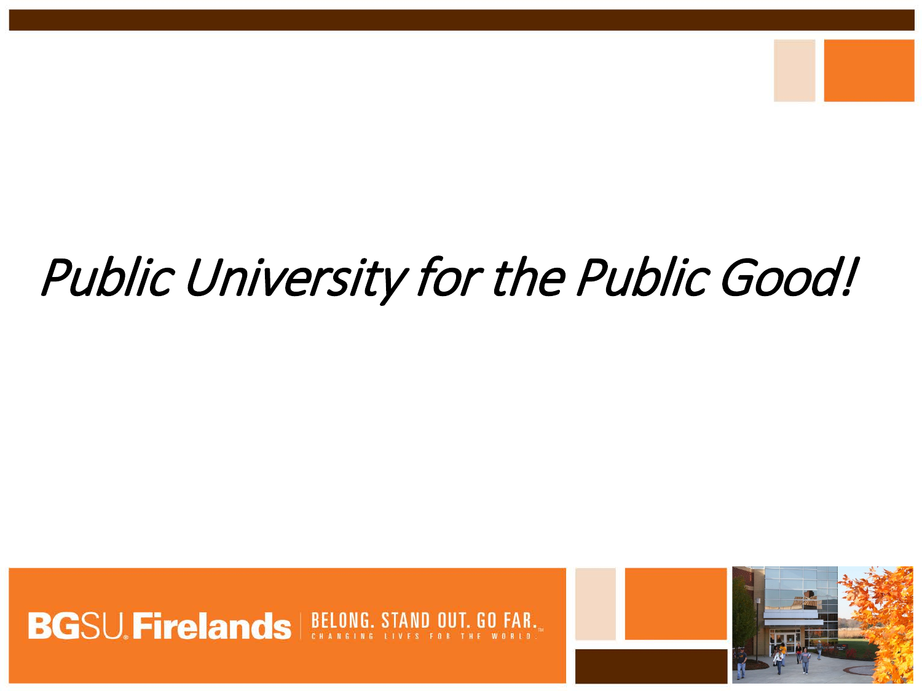*Public University for the Public Good!*